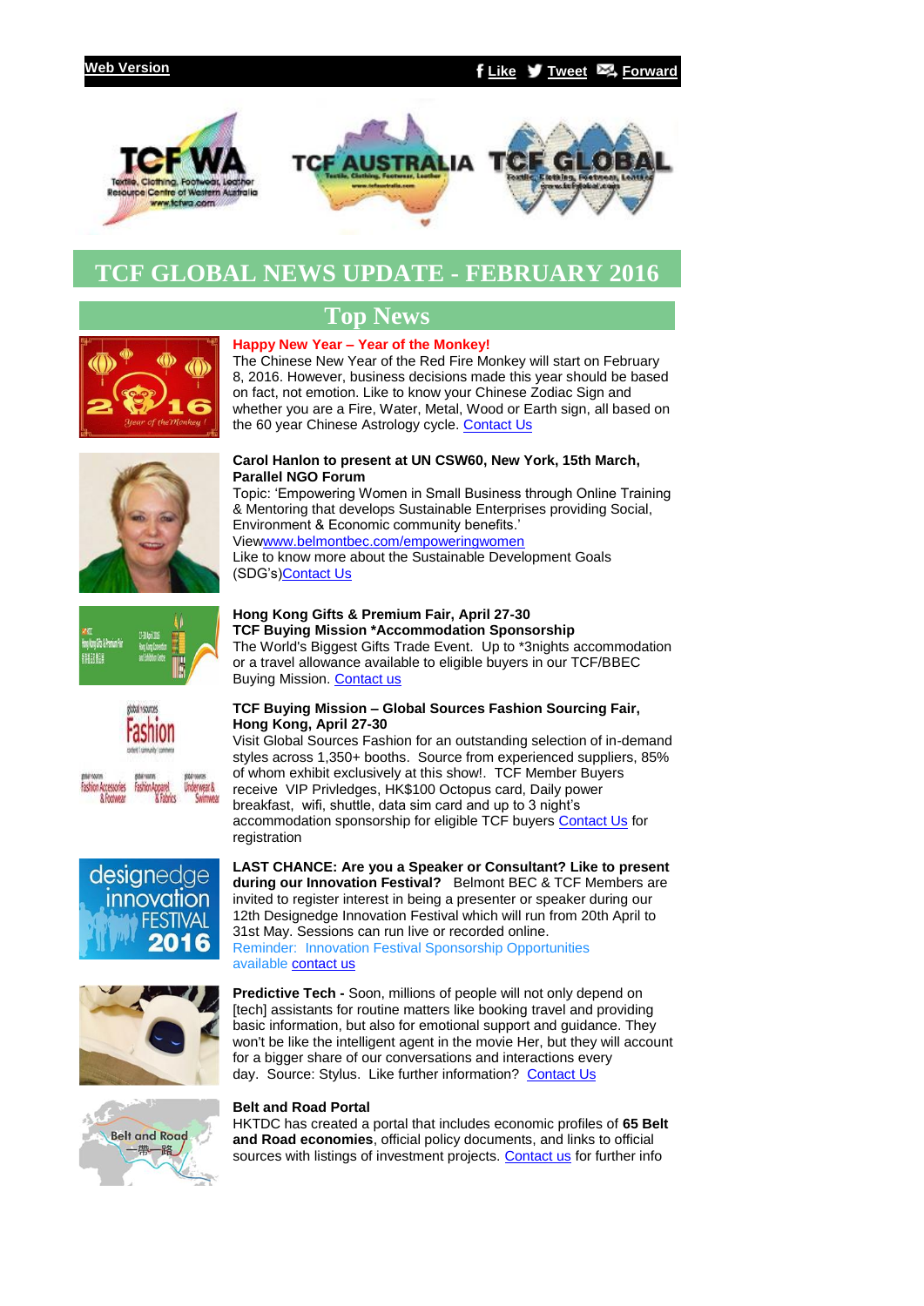Web Version

Like Tweet Forward

# TCF GLOBAL NEWS UPDATE - FEBRUARY 2016

## Top News

**Happy New Year – Year of the Monkey!**
The Chinese New Year of the Red Fire Monkey will start on February 8, 2016. However, business decisions made this year should be based on fact, not emotion. Like to know your Chinese Zodiac Sign and whether you are a Fire, Water, Metal, Wood or Earth sign, all based on the 60 year Chinese Astrology cycle. Contact Us

**Carol Hanlon to present at UN CSW60, New York, 15th March, Parallel NGO Forum**
Topic: 'Empowering Women in Small Business through Online Training & Mentoring that develops Sustainable Enterprises providing Social, Environment & Economic community benefits.'
Viewwww.belmontbec.com/empoweringwomen
Like to know more about the Sustainable Development Goals (SDG's)Contact Us

**Hong Kong Gifts & Premium Fair, April 27-30**
**TCF Buying Mission *Accommodation Sponsorship**
The World's Biggest Gifts Trade Event. Up to *3nights accommodation or a travel allowance available to eligible buyers in our TCF/BBEC Buying Mission. Contact us

**TCF Buying Mission – Global Sources Fashion Sourcing Fair, Hong Kong, April 27-30**
Visit Global Sources Fashion for an outstanding selection of in-demand styles across 1,350+ booths. Source from experienced suppliers, 85% of whom exhibit exclusively at this show!. TCF Member Buyers receive VIP Privledges, HK$100 Octopus card, Daily power breakfast, wifi, shuttle, data sim card and up to 3 night's accommodation sponsorship for eligible TCF buyers Contact Us for registration

**LAST CHANCE: Are you a Speaker or Consultant? Like to present during our Innovation Festival?** Belmont BEC & TCF Members are invited to register interest in being a presenter or speaker during our 12th Designedge Innovation Festival which will run from 20th April to 31st May. Sessions can run live or recorded online.
Reminder: Innovation Festival Sponsorship Opportunities available contact us

**Predictive Tech -** Soon, millions of people will not only depend on [tech] assistants for routine matters like booking travel and providing basic information, but also for emotional support and guidance. They won't be like the intelligent agent in the movie Her, but they will account for a bigger share of our conversations and interactions every day. Source: Stylus. Like further information? Contact Us

**Belt and Road Portal**
HKTDC has created a portal that includes economic profiles of **65 Belt and Road economies**, official policy documents, and links to official sources with listings of investment projects. Contact us for further info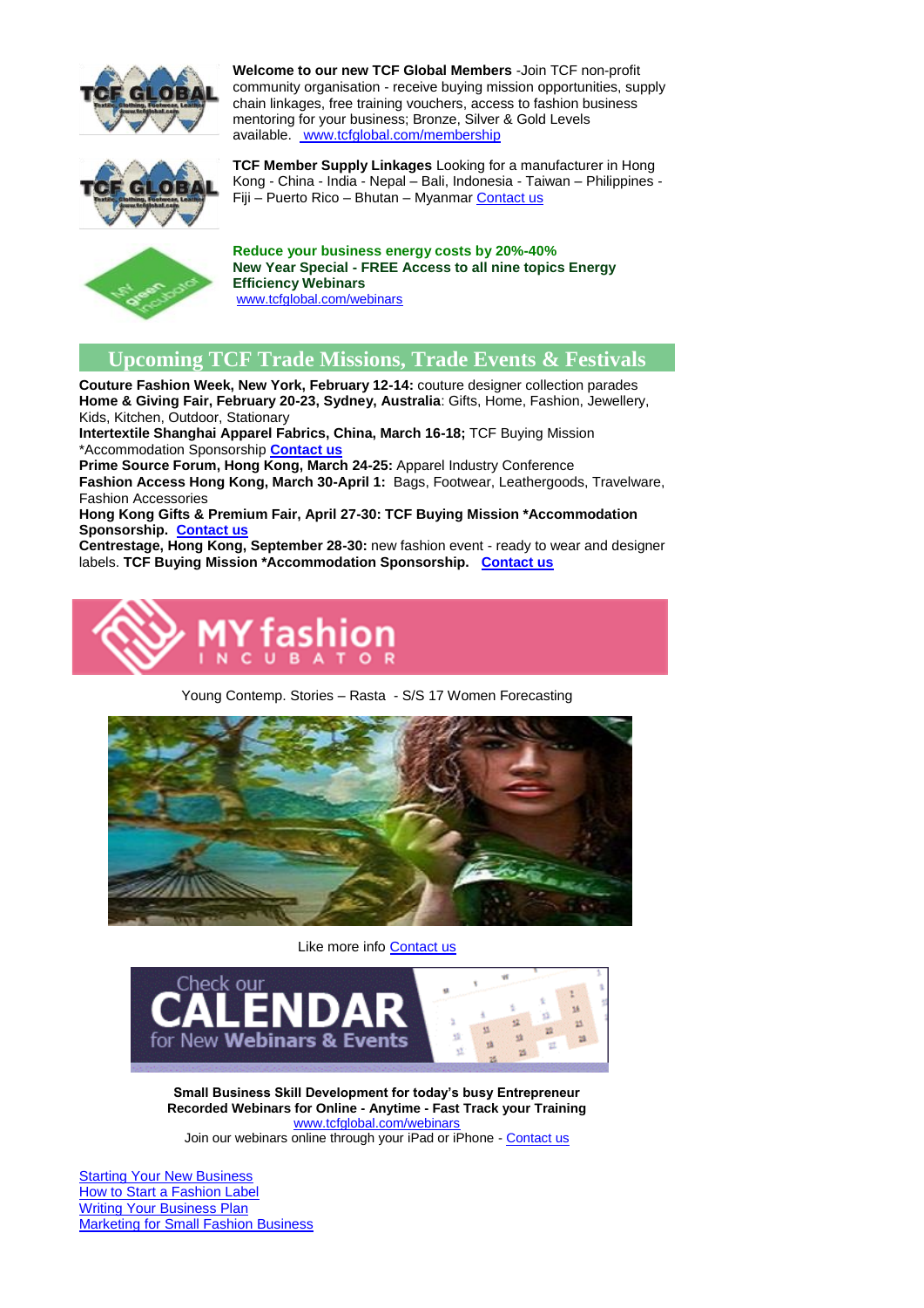**Welcome to our new TCF Global Members** -Join TCF non-profit community organisation - receive buying mission opportunities, supply chain linkages, free training vouchers, access to fashion business mentoring for your business; Bronze, Silver & Gold Levels available. www.tcfglobal.com/membership

**TCF Member Supply Linkages** Looking for a manufacturer in Hong Kong - China - India - Nepal – Bali, Indonesia - Taiwan – Philippines - Fiji – Puerto Rico – Bhutan – Myanmar Contact us

**Reduce your business energy costs by 20%-40%**
**New Year Special - FREE Access to all nine topics Energy Efficiency Webinars**
www.tcfglobal.com/webinars

## Upcoming TCF Trade Missions, Trade Events & Festivals

**Couture Fashion Week, New York, February 12-14:** couture designer collection parades
**Home & Giving Fair, February 20-23, Sydney, Australia**: Gifts, Home, Fashion, Jewellery, Kids, Kitchen, Outdoor, Stationary
**Intertextile Shanghai Apparel Fabrics, China, March 16-18;** TCF Buying Mission *Accommodation Sponsorship **Contact us**
**Prime Source Forum, Hong Kong, March 24-25:** Apparel Industry Conference
**Fashion Access Hong Kong, March 30-April 1:** Bags, Footwear, Leathergoods, Travelware, Fashion Accessories
**Hong Kong Gifts & Premium Fair, April 27-30: TCF Buying Mission *Accommodation Sponsorship. Contact us**
**Centrestage, Hong Kong, September 28-30:** new fashion event - ready to wear and designer labels. **TCF Buying Mission *Accommodation Sponsorship. Contact us**

MY fashion INCUBATOR

Young Contemp. Stories – Rasta - S/S 17 Women Forecasting

Like more info Contact us

Check our CALENDAR for New Webinars & Events

**Small Business Skill Development for today's busy Entrepreneur**
**Recorded Webinars for Online - Anytime - Fast Track your Training**
www.tcfglobal.com/webinars
Join our webinars online through your iPad or iPhone - Contact us

Starting Your New Business
How to Start a Fashion Label
Writing Your Business Plan
Marketing for Small Fashion Business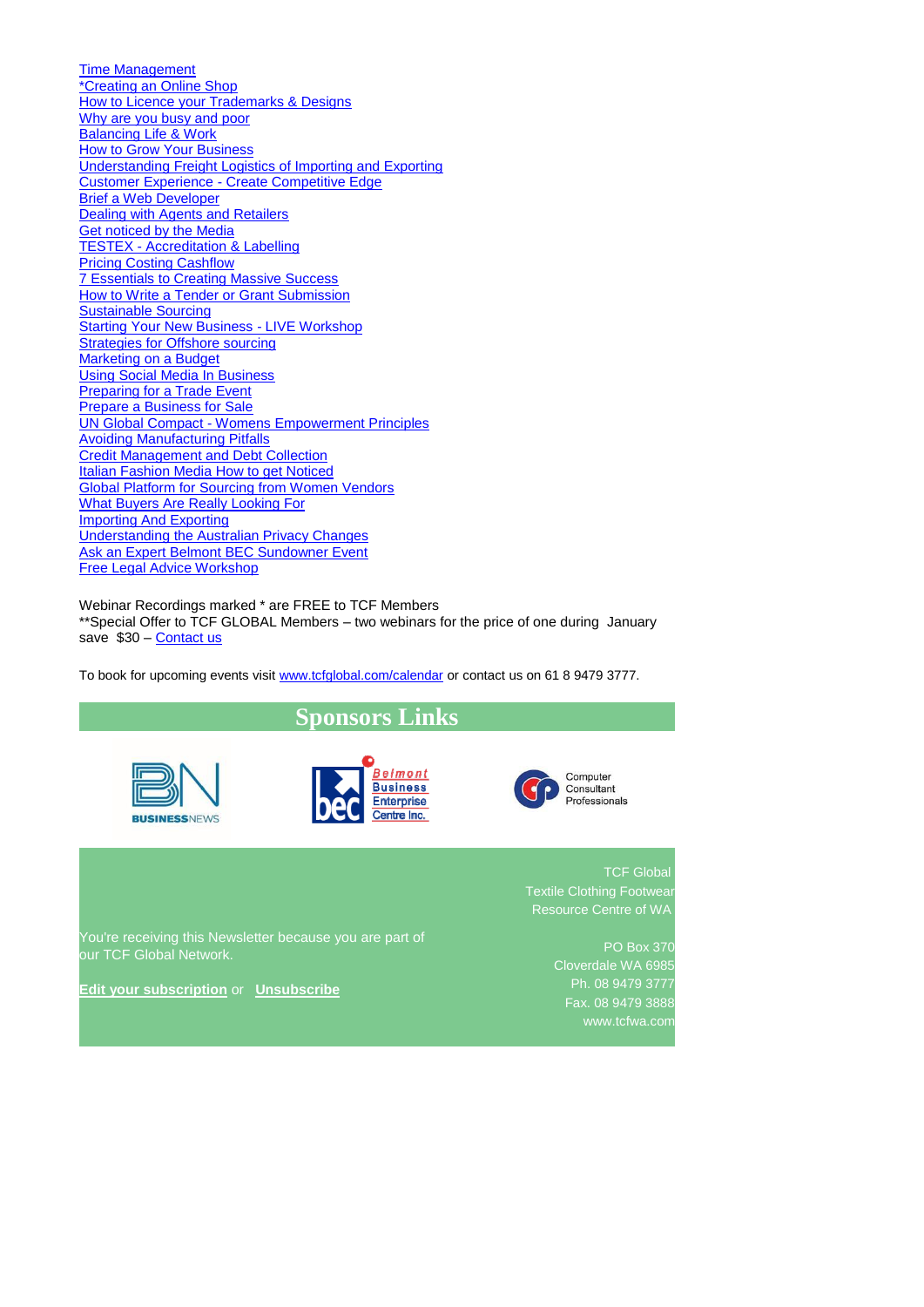Time Management
*Creating an Online Shop
How to Licence your Trademarks & Designs
Why are you busy and poor
Balancing Life & Work
How to Grow Your Business
Understanding Freight Logistics of Importing and Exporting
Customer Experience - Create Competitive Edge
Brief a Web Developer
Dealing with Agents and Retailers
Get noticed by the Media
TESTEX - Accreditation & Labelling
Pricing Costing Cashflow
7 Essentials to Creating Massive Success
How to Write a Tender or Grant Submission
Sustainable Sourcing
Starting Your New Business - LIVE Workshop
Strategies for Offshore sourcing
Marketing on a Budget
Using Social Media In Business
Preparing for a Trade Event
Prepare a Business for Sale
UN Global Compact - Womens Empowerment Principles
Avoiding Manufacturing Pitfalls
Credit Management and Debt Collection
Italian Fashion Media How to get Noticed
Global Platform for Sourcing from Women Vendors
What Buyers Are Really Looking For
Importing And Exporting
Understanding the Australian Privacy Changes
Ask an Expert Belmont BEC Sundowner Event
Free Legal Advice Workshop

Webinar Recordings marked * are FREE to TCF Members
**Special Offer to TCF GLOBAL Members – two webinars for the price of one during January save $30 – Contact us

To book for upcoming events visit www.tcfglobal.com/calendar or contact us on 61 8 9479 3777.

## Sponsors Links

BUSINESSNEWS

Belmont Business Enterprise Centre Inc.

Computer Consultant Professionals

You're receiving this Newsletter because you are part of our TCF Global Network.

**Edit your subscription** or **Unsubscribe**

TCF Global
Textile Clothing Footwear
Resource Centre of WA

PO Box 370
Cloverdale WA 6985
Ph. 08 9479 3777
Fax. 08 9479 3888
www.tcfwa.com